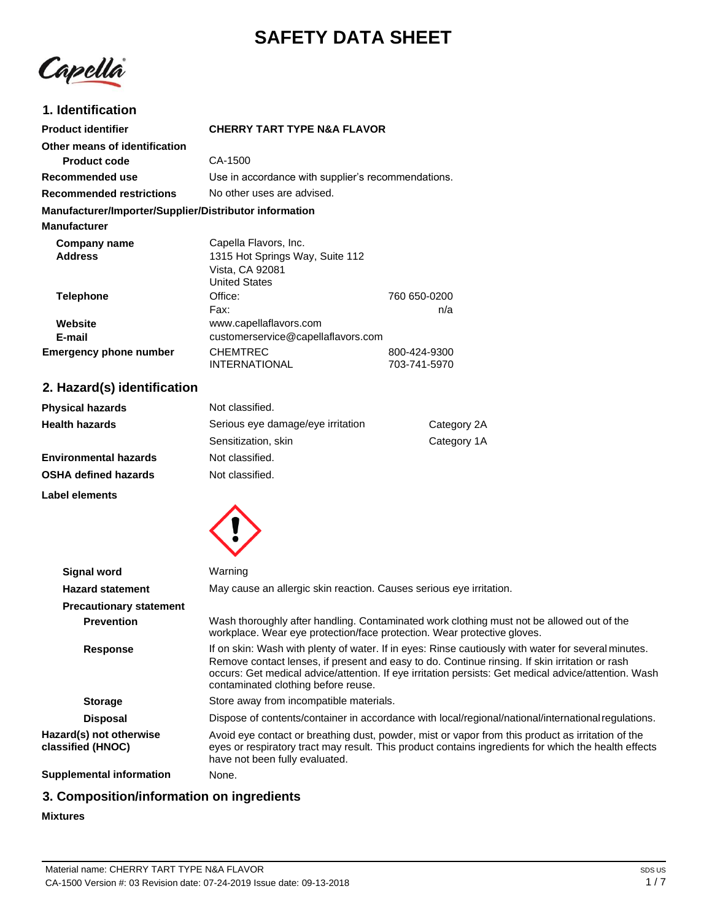# SAFETY DATA SHEET

## 1. Identification

| | | |
|---|---|---|
| **Product identifier** | **CHERRY TART TYPE N&A FLAVOR** | |
| **Other means of identification** | | |
| **Product code** | CA-1500 | |
| **Recommended use** | Use in accordance with supplier's recommendations. | |
| **Recommended restrictions** | No other uses are advised. | |

**Manufacturer/Importer/Supplier/Distributor information**

**Manufacturer**

| | | |
|---|---|---|
| **Company name** | Capella Flavors, Inc. | |
| **Address** | 1315 Hot Springs Way, Suite 112<br>Vista, CA 92081<br>United States | |
| **Telephone** | Office: | 760 650-0200 |
| | Fax: | n/a |
| **Website** | www.capellaflavors.com | |
| **E-mail** | customerservice@capellaflavors.com | |
| **Emergency phone number** | CHEMTREC | 800-424-9300 |
| | INTERNATIONAL | 703-741-5970 |

## 2. Hazard(s) identification

| | | |
|---|---|---|
| **Physical hazards** | Not classified. | |
| **Health hazards** | Serious eye damage/eye irritation | Category 2A |
| | Sensitization, skin | Category 1A |
| **Environmental hazards** | Not classified. | |
| **OSHA defined hazards** | Not classified. | |

**Label elements**

**Signal word** Warning

**Hazard statement** May cause an allergic skin reaction. Causes serious eye irritation.

**Precautionary statement**

**Prevention** Wash thoroughly after handling. Contaminated work clothing must not be allowed out of the workplace. Wear eye protection/face protection. Wear protective gloves.

**Response** If on skin: Wash with plenty of water. If in eyes: Rinse cautiously with water for several minutes. Remove contact lenses, if present and easy to do. Continue rinsing. If skin irritation or rash occurs: Get medical advice/attention. If eye irritation persists: Get medical advice/attention. Wash contaminated clothing before reuse.

**Storage** Store away from incompatible materials.

**Disposal** Dispose of contents/container in accordance with local/regional/national/international regulations.

**Hazard(s) not otherwise classified (HNOC)** Avoid eye contact or breathing dust, powder, mist or vapor from this product as irritation of the eyes or respiratory tract may result. This product contains ingredients for which the health effects have not been fully evaluated.

**Supplemental information** None.

## 3. Composition/information on ingredients

**Mixtures**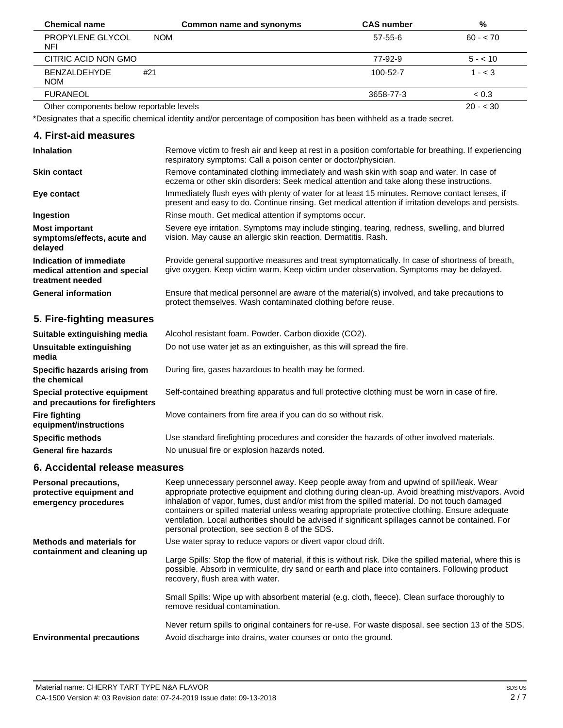| Chemical name | Common name and synonyms | CAS number | % |
|---|---|---|---|
| PROPYLENE GLYCOL NFI | NOM | 57-55-6 | 60 - < 70 |
| CITRIC ACID NON GMO | | 77-92-9 | 5 - < 10 |
| BENZALDEHYDE NOM | #21 | 100-52-7 | 1 - < 3 |
| FURANEOL | | 3658-77-3 | < 0.3 |
| Other components below reportable levels | | | 20 - < 30 |

*Designates that a specific chemical identity and/or percentage of composition has been withheld as a trade secret.

## 4. First-aid measures

**Inhalation**
Remove victim to fresh air and keep at rest in a position comfortable for breathing. If experiencing respiratory symptoms: Call a poison center or doctor/physician.

**Skin contact**
Remove contaminated clothing immediately and wash skin with soap and water. In case of eczema or other skin disorders: Seek medical attention and take along these instructions.

**Eye contact**
Immediately flush eyes with plenty of water for at least 15 minutes. Remove contact lenses, if present and easy to do. Continue rinsing. Get medical attention if irritation develops and persists.

**Ingestion**
Rinse mouth. Get medical attention if symptoms occur.

**Most important symptoms/effects, acute and delayed**
Severe eye irritation. Symptoms may include stinging, tearing, redness, swelling, and blurred vision. May cause an allergic skin reaction. Dermatitis. Rash.

**Indication of immediate medical attention and special treatment needed**
Provide general supportive measures and treat symptomatically. In case of shortness of breath, give oxygen. Keep victim warm. Keep victim under observation. Symptoms may be delayed.

**General information**
Ensure that medical personnel are aware of the material(s) involved, and take precautions to protect themselves. Wash contaminated clothing before reuse.

## 5. Fire-fighting measures

**Suitable extinguishing media**
Alcohol resistant foam. Powder. Carbon dioxide ($CO_2$).

**Unsuitable extinguishing media**
Do not use water jet as an extinguisher, as this will spread the fire.

**Specific hazards arising from the chemical**
During fire, gases hazardous to health may be formed.

**Special protective equipment and precautions for firefighters**
Self-contained breathing apparatus and full protective clothing must be worn in case of fire.

**Fire fighting equipment/instructions**
Move containers from fire area if you can do so without risk.

**Specific methods**
Use standard firefighting procedures and consider the hazards of other involved materials.

**General fire hazards**
No unusual fire or explosion hazards noted.

## 6. Accidental release measures

**Personal precautions, protective equipment and emergency procedures**
Keep unnecessary personnel away. Keep people away from and upwind of spill/leak. Wear appropriate protective equipment and clothing during clean-up. Avoid breathing mist/vapors. Avoid inhalation of vapor, fumes, dust and/or mist from the spilled material. Do not touch damaged containers or spilled material unless wearing appropriate protective clothing. Ensure adequate ventilation. Local authorities should be advised if significant spillages cannot be contained. For personal protection, see section 8 of the SDS.

**Methods and materials for containment and cleaning up**
Use water spray to reduce vapors or divert vapor cloud drift.

Large Spills: Stop the flow of material, if this is without risk. Dike the spilled material, where this is possible. Absorb in vermiculite, dry sand or earth and place into containers. Following product recovery, flush area with water.

Small Spills: Wipe up with absorbent material (e.g. cloth, fleece). Clean surface thoroughly to remove residual contamination.

Never return spills to original containers for re-use. For waste disposal, see section 13 of the SDS.

**Environmental precautions**
Avoid discharge into drains, water courses or onto the ground.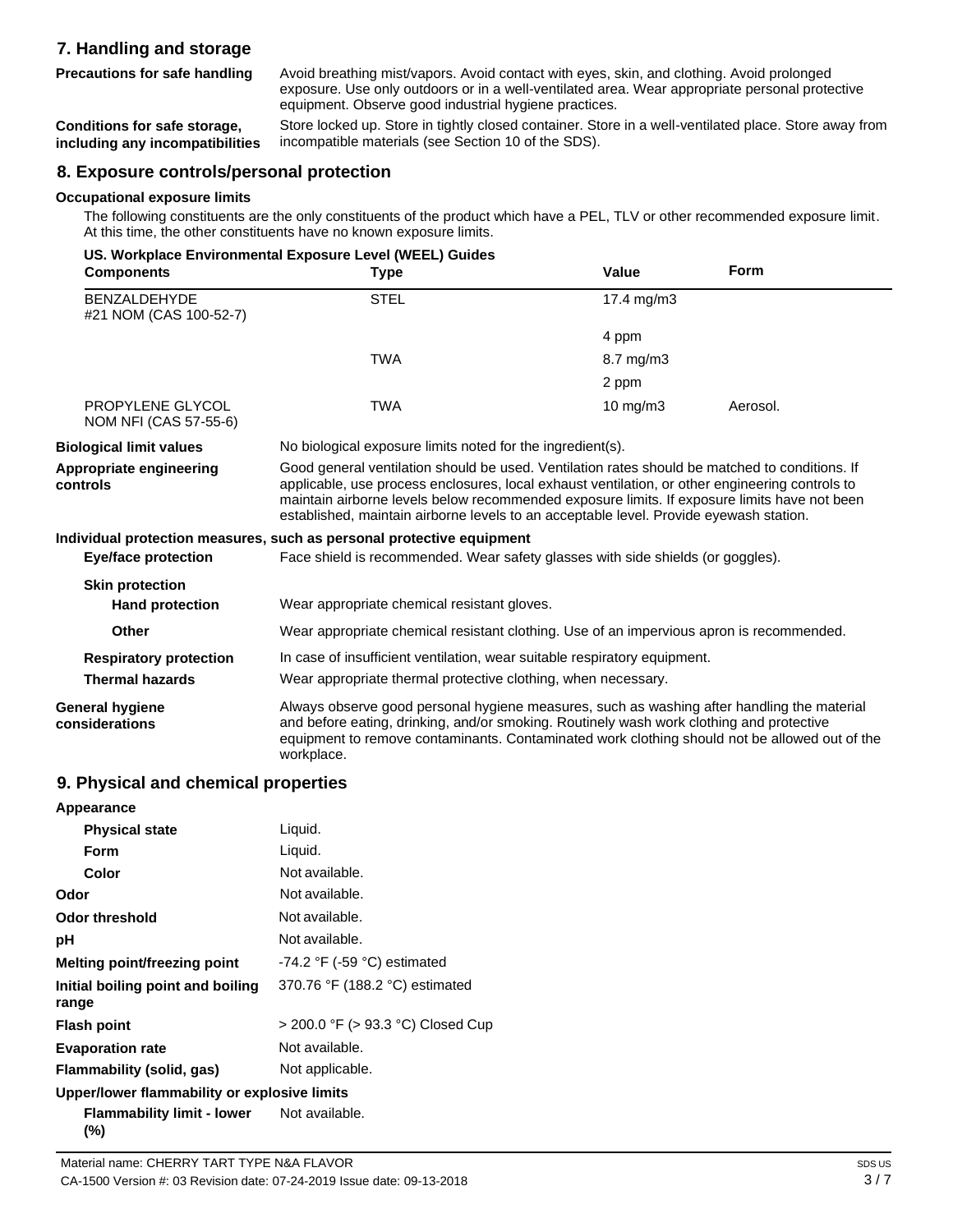## 7. Handling and storage

**Precautions for safe handling**

Avoid breathing mist/vapors. Avoid contact with eyes, skin, and clothing. Avoid prolonged exposure. Use only outdoors or in a well-ventilated area. Wear appropriate personal protective equipment. Observe good industrial hygiene practices.

**Conditions for safe storage, including any incompatibilities**

Store locked up. Store in tightly closed container. Store in a well-ventilated place. Store away from incompatible materials (see Section 10 of the SDS).

## 8. Exposure controls/personal protection

**Occupational exposure limits**

The following constituents are the only constituents of the product which have a PEL, TLV or other recommended exposure limit. At this time, the other constituents have no known exposure limits.

**US. Workplace Environmental Exposure Level (WEEL) Guides**

| Components | Type | Value | Form |
|---|---|---|---|
| BENZALDEHYDE #21 NOM (CAS 100-52-7) | STEL | 17.4 mg/m3 | |
| | | 4 ppm | |
| | TWA | 8.7 mg/m3 | |
| | | 2 ppm | |
| PROPYLENE GLYCOL NOM NFI (CAS 57-55-6) | TWA | 10 mg/m3 | Aerosol. |

**Biological limit values**

No biological exposure limits noted for the ingredient(s).

**Appropriate engineering controls**

Good general ventilation should be used. Ventilation rates should be matched to conditions. If applicable, use process enclosures, local exhaust ventilation, or other engineering controls to maintain airborne levels below recommended exposure limits. If exposure limits have not been established, maintain airborne levels to an acceptable level. Provide eyewash station.

**Individual protection measures, such as personal protective equipment**

**Eye/face protection**

Face shield is recommended. Wear safety glasses with side shields (or goggles).

**Skin protection**

**Hand protection**

Wear appropriate chemical resistant gloves.

**Other**

Wear appropriate chemical resistant clothing. Use of an impervious apron is recommended.

**Respiratory protection**

In case of insufficient ventilation, wear suitable respiratory equipment.

**Thermal hazards**

Wear appropriate thermal protective clothing, when necessary.

**General hygiene considerations**

Always observe good personal hygiene measures, such as washing after handling the material and before eating, drinking, and/or smoking. Routinely wash work clothing and protective equipment to remove contaminants. Contaminated work clothing should not be allowed out of the workplace.

## 9. Physical and chemical properties

**Appearance**

| | |
|---|---|
| **Physical state** | Liquid. |
| **Form** | Liquid. |
| **Color** | Not available. |
| **Odor** | Not available. |
| **Odor threshold** | Not available. |
| **pH** | Not available. |
| **Melting point/freezing point** | -74.2 °F (-59 °C) estimated |
| **Initial boiling point and boiling range** | 370.76 °F (188.2 °C) estimated |
| **Flash point** | > 200.0 °F (> 93.3 °C) Closed Cup |
| **Evaporation rate** | Not available. |
| **Flammability (solid, gas)** | Not applicable. |

**Upper/lower flammability or explosive limits**

| | |
|---|---|
| **Flammability limit - lower (%)** | Not available. |

Material name: CHERRY TART TYPE N&A FLAVOR

CA-1500 Version #: 03 Revision date: 07-24-2019 Issue date: 09-13-2018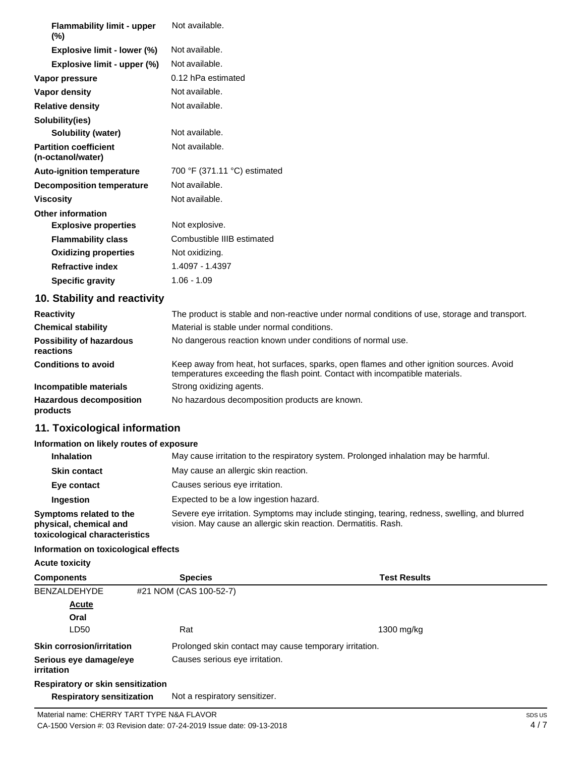| | |
|---|---|
| **Flammability limit - upper (%)** | Not available. |
| **Explosive limit - lower (%)** | Not available. |
| **Explosive limit - upper (%)** | Not available. |
| **Vapor pressure** | 0.12 hPa estimated |
| **Vapor density** | Not available. |
| **Relative density** | Not available. |
| **Solubility(ies)** | |
| **Solubility (water)** | Not available. |
| **Partition coefficient (n-octanol/water)** | Not available. |
| **Auto-ignition temperature** | 700 °F (371.11 °C) estimated |
| **Decomposition temperature** | Not available. |
| **Viscosity** | Not available. |
| **Other information** | |
| **Explosive properties** | Not explosive. |
| **Flammability class** | Combustible IIIB estimated |
| **Oxidizing properties** | Not oxidizing. |
| **Refractive index** | 1.4097 - 1.4397 |
| **Specific gravity** | 1.06 - 1.09 |

## 10. Stability and reactivity

| | |
|---|---|
| **Reactivity** | The product is stable and non-reactive under normal conditions of use, storage and transport. |
| **Chemical stability** | Material is stable under normal conditions. |
| **Possibility of hazardous reactions** | No dangerous reaction known under conditions of normal use. |
| **Conditions to avoid** | Keep away from heat, hot surfaces, sparks, open flames and other ignition sources. Avoid temperatures exceeding the flash point. Contact with incompatible materials. |
| **Incompatible materials** | Strong oxidizing agents. |
| **Hazardous decomposition products** | No hazardous decomposition products are known. |

## 11. Toxicological information

**Information on likely routes of exposure**

| | |
|---|---|
| **Inhalation** | May cause irritation to the respiratory system. Prolonged inhalation may be harmful. |
| **Skin contact** | May cause an allergic skin reaction. |
| **Eye contact** | Causes serious eye irritation. |
| **Ingestion** | Expected to be a low ingestion hazard. |
| **Symptoms related to the physical, chemical and toxicological characteristics** | Severe eye irritation. Symptoms may include stinging, tearing, redness, swelling, and blurred vision. May cause an allergic skin reaction. Dermatitis. Rash. |

**Information on toxicological effects**

**Acute toxicity**

| Components | Species | Test Results |
|---|---|---|
| BENZALDEHYDE #21 NOM (CAS 100-52-7) | | |
| <u>**Acute**</u> | | |
| **Oral** | | |
| LD50 | Rat | 1300 mg/kg |

| | |
|---|---|
| **Skin corrosion/irritation** | Prolonged skin contact may cause temporary irritation. |
| **Serious eye damage/eye irritation** | Causes serious eye irritation. |
| **Respiratory or skin sensitization** | |
| **Respiratory sensitization** | Not a respiratory sensitizer. |

Material name: CHERRY TART TYPE N&A FLAVOR

CA-1500 Version #: 03 Revision date: 07-24-2019 Issue date: 09-13-2018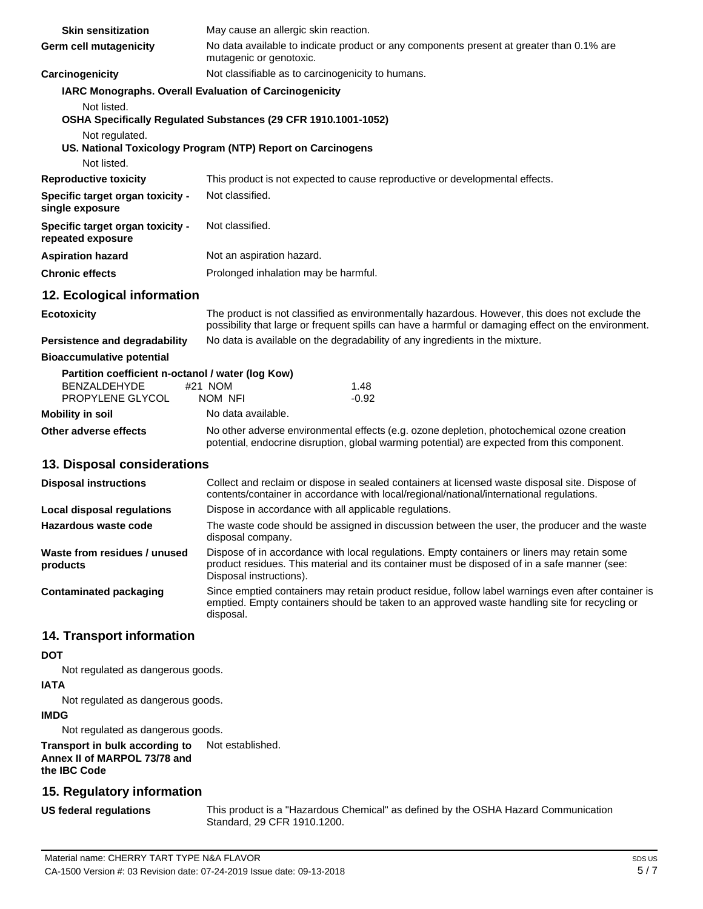**Skin sensitization** May cause an allergic skin reaction.

**Germ cell mutagenicity** No data available to indicate product or any components present at greater than 0.1% are mutagenic or genotoxic.

**Carcinogenicity** Not classifiable as to carcinogenicity to humans.

**IARC Monographs. Overall Evaluation of Carcinogenicity**

Not listed.

**OSHA Specifically Regulated Substances (29 CFR 1910.1001-1052)**

Not regulated.

**US. National Toxicology Program (NTP) Report on Carcinogens**

Not listed.

**Reproductive toxicity** This product is not expected to cause reproductive or developmental effects.

**Specific target organ toxicity - single exposure** Not classified.

**Specific target organ toxicity - repeated exposure** Not classified.

**Aspiration hazard** Not an aspiration hazard.

**Chronic effects** Prolonged inhalation may be harmful.

## 12. Ecological information

**Ecotoxicity** The product is not classified as environmentally hazardous. However, this does not exclude the possibility that large or frequent spills can have a harmful or damaging effect on the environment.

**Persistence and degradability** No data is available on the degradability of any ingredients in the mixture.

**Bioaccumulative potential**

**Partition coefficient n-octanol / water (log Kow)**

| | | |
|---|---|---|
| BENZALDEHYDE | #21 NOM | 1.48 |
| PROPYLENE GLYCOL | NOM NFI | -0.92 |

**Mobility in soil** No data available.

**Other adverse effects** No other adverse environmental effects (e.g. ozone depletion, photochemical ozone creation potential, endocrine disruption, global warming potential) are expected from this component.

## 13. Disposal considerations

**Disposal instructions** Collect and reclaim or dispose in sealed containers at licensed waste disposal site. Dispose of contents/container in accordance with local/regional/national/international regulations.

**Local disposal regulations** Dispose in accordance with all applicable regulations.

**Hazardous waste code** The waste code should be assigned in discussion between the user, the producer and the waste disposal company.

**Waste from residues / unused products** Dispose of in accordance with local regulations. Empty containers or liners may retain some product residues. This material and its container must be disposed of in a safe manner (see: Disposal instructions).

**Contaminated packaging** Since emptied containers may retain product residue, follow label warnings even after container is emptied. Empty containers should be taken to an approved waste handling site for recycling or disposal.

## 14. Transport information

**DOT**

Not regulated as dangerous goods.

**IATA**

Not regulated as dangerous goods.

**IMDG**

Not regulated as dangerous goods.

**Transport in bulk according to Annex II of MARPOL 73/78 and the IBC Code** Not established.

## 15. Regulatory information

**US federal regulations** This product is a "Hazardous Chemical" as defined by the OSHA Hazard Communication Standard, 29 CFR 1910.1200.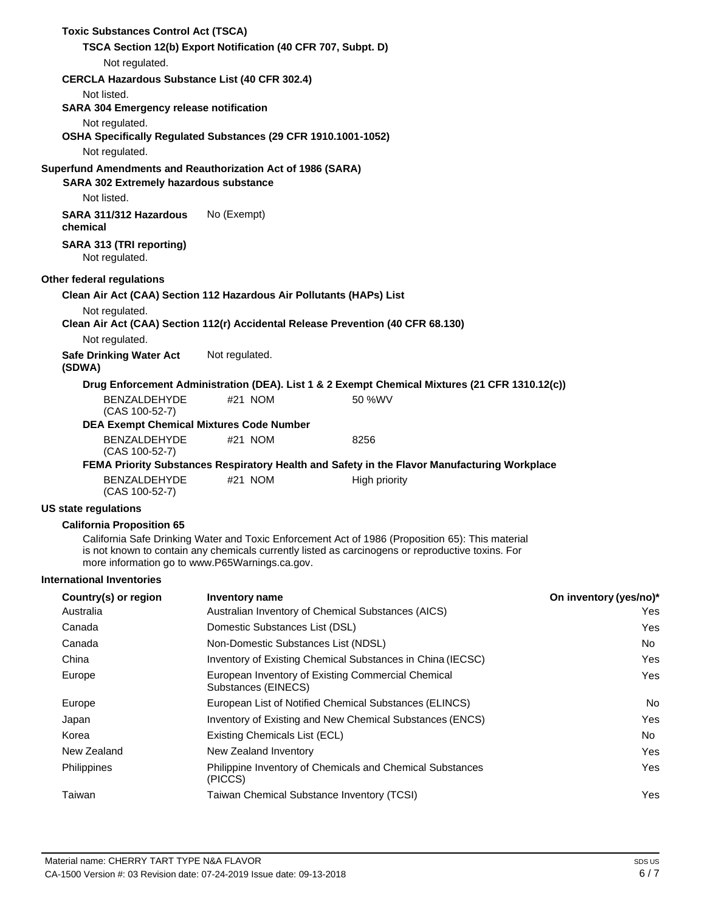**Toxic Substances Control Act (TSCA)**

**TSCA Section 12(b) Export Notification (40 CFR 707, Subpt. D)**

Not regulated.

**CERCLA Hazardous Substance List (40 CFR 302.4)**

Not listed.

**SARA 304 Emergency release notification**

Not regulated.

**OSHA Specifically Regulated Substances (29 CFR 1910.1001-1052)**

Not regulated.

**Superfund Amendments and Reauthorization Act of 1986 (SARA)**

**SARA 302 Extremely hazardous substance**

Not listed.

**SARA 311/312 Hazardous chemical** No (Exempt)

**SARA 313 (TRI reporting)**

Not regulated.

**Other federal regulations**

**Clean Air Act (CAA) Section 112 Hazardous Air Pollutants (HAPs) List**

Not regulated.

**Clean Air Act (CAA) Section 112(r) Accidental Release Prevention (40 CFR 68.130)**

Not regulated.

**Safe Drinking Water Act (SDWA)** Not regulated.

**Drug Enforcement Administration (DEA). List 1 & 2 Exempt Chemical Mixtures (21 CFR 1310.12(c))**

| | | |
|---|---|---|
| BENZALDEHYDE (CAS 100-52-7) | #21 NOM | 50 %WV |

**DEA Exempt Chemical Mixtures Code Number**

| | | |
|---|---|---|
| BENZALDEHYDE (CAS 100-52-7) | #21 NOM | 8256 |

**FEMA Priority Substances Respiratory Health and Safety in the Flavor Manufacturing Workplace**

| | | |
|---|---|---|
| BENZALDEHYDE (CAS 100-52-7) | #21 NOM | High priority |

**US state regulations**

**California Proposition 65**

California Safe Drinking Water and Toxic Enforcement Act of 1986 (Proposition 65): This material is not known to contain any chemicals currently listed as carcinogens or reproductive toxins. For more information go to www.P65Warnings.ca.gov.

**International Inventories**

| Country(s) or region | Inventory name | On inventory (yes/no)* |
|---|---|---|
| Australia | Australian Inventory of Chemical Substances (AICS) | Yes |
| Canada | Domestic Substances List (DSL) | Yes |
| Canada | Non-Domestic Substances List (NDSL) | No |
| China | Inventory of Existing Chemical Substances in China (IECSC) | Yes |
| Europe | European Inventory of Existing Commercial Chemical Substances (EINECS) | Yes |
| Europe | European List of Notified Chemical Substances (ELINCS) | No |
| Japan | Inventory of Existing and New Chemical Substances (ENCS) | Yes |
| Korea | Existing Chemicals List (ECL) | No |
| New Zealand | New Zealand Inventory | Yes |
| Philippines | Philippine Inventory of Chemicals and Chemical Substances (PICCS) | Yes |
| Taiwan | Taiwan Chemical Substance Inventory (TCSI) | Yes |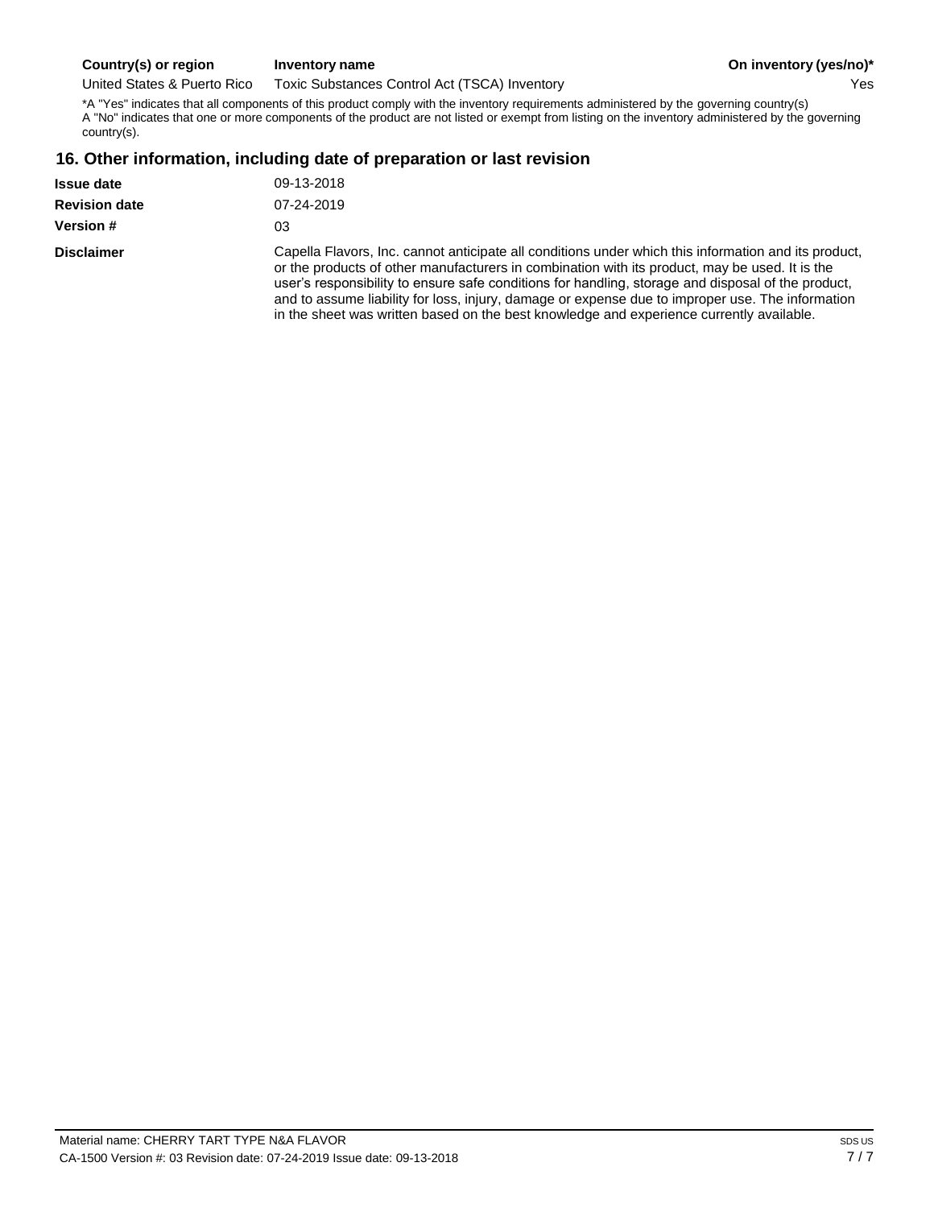| Country(s) or region | Inventory name | On inventory (yes/no)* |
| --- | --- | --- |
| United States & Puerto Rico | Toxic Substances Control Act (TSCA) Inventory | Yes |

*A "Yes" indicates that all components of this product comply with the inventory requirements administered by the governing country(s)
A "No" indicates that one or more components of the product are not listed or exempt from listing on the inventory administered by the governing country(s).

## 16. Other information, including date of preparation or last revision

**Issue date** 09-13-2018

**Revision date** 07-24-2019

**Version #** 03

**Disclaimer** Capella Flavors, Inc. cannot anticipate all conditions under which this information and its product, or the products of other manufacturers in combination with its product, may be used. It is the user's responsibility to ensure safe conditions for handling, storage and disposal of the product, and to assume liability for loss, injury, damage or expense due to improper use. The information in the sheet was written based on the best knowledge and experience currently available.